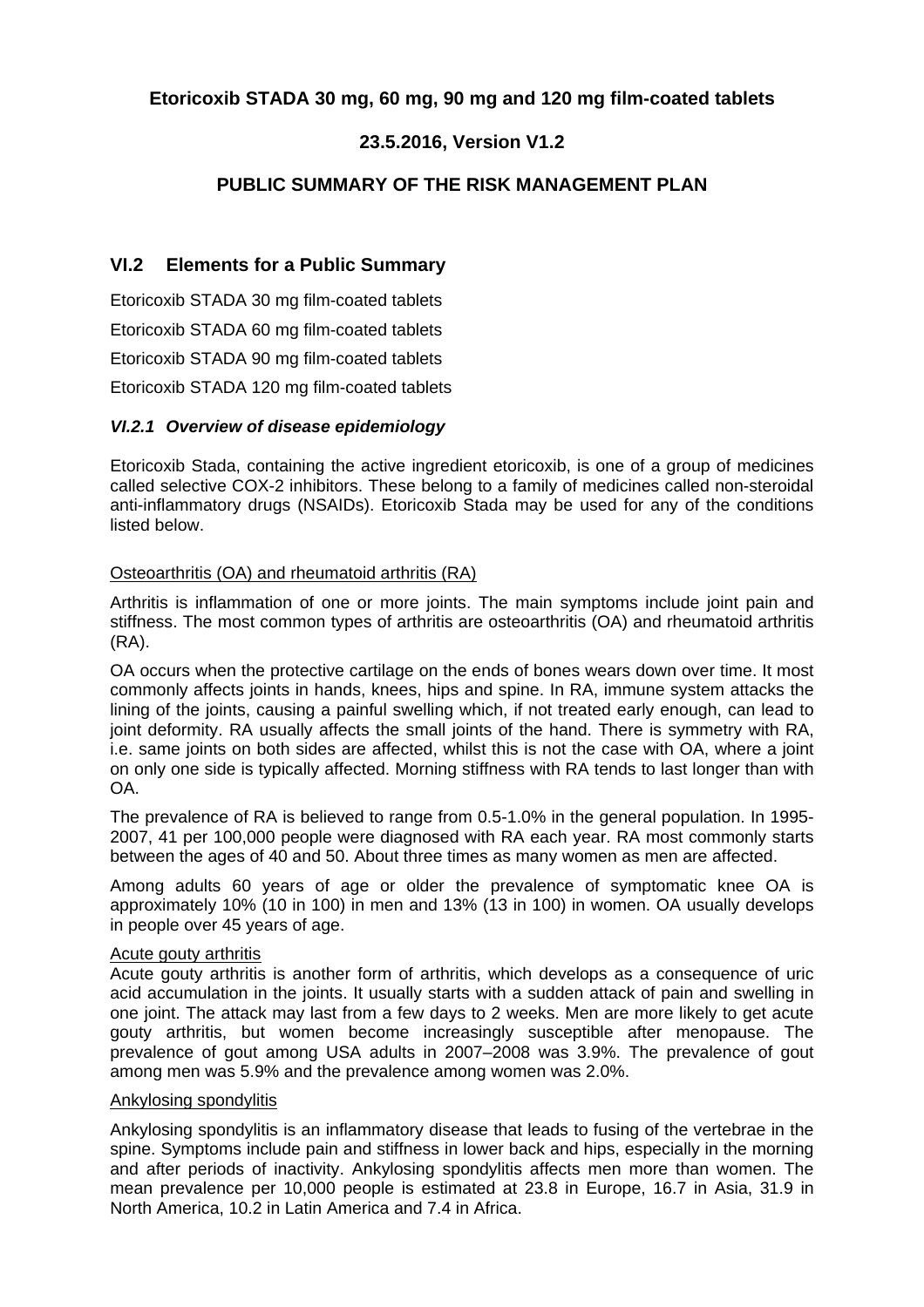**Etoricoxib STADA 30 mg, 60 mg, 90 mg and 120 mg film-coated tablets**

**23.5.2016, Version V1.2**

# PUBLIC SUMMARY OF THE RISK MANAGEMENT PLAN

## VI.2 Elements for a Public Summary

Etoricoxib STADA 30 mg film-coated tablets

Etoricoxib STADA 60 mg film-coated tablets

Etoricoxib STADA 90 mg film-coated tablets

Etoricoxib STADA 120 mg film-coated tablets

### *VI.2.1 Overview of disease epidemiology*

Etoricoxib Stada, containing the active ingredient etoricoxib, is one of a group of medicines called selective COX-2 inhibitors. These belong to a family of medicines called non-steroidal anti-inflammatory drugs (NSAIDs). Etoricoxib Stada may be used for any of the conditions listed below.

Osteoarthritis (OA) and rheumatoid arthritis (RA)

Arthritis is inflammation of one or more joints. The main symptoms include joint pain and stiffness. The most common types of arthritis are osteoarthritis (OA) and rheumatoid arthritis (RA).

OA occurs when the protective cartilage on the ends of bones wears down over time. It most commonly affects joints in hands, knees, hips and spine. In RA, immune system attacks the lining of the joints, causing a painful swelling which, if not treated early enough, can lead to joint deformity. RA usually affects the small joints of the hand. There is symmetry with RA, i.e. same joints on both sides are affected, whilst this is not the case with OA, where a joint on only one side is typically affected. Morning stiffness with RA tends to last longer than with OA.

The prevalence of RA is believed to range from 0.5-1.0% in the general population. In 1995-2007, 41 per 100,000 people were diagnosed with RA each year. RA most commonly starts between the ages of 40 and 50. About three times as many women as men are affected.

Among adults 60 years of age or older the prevalence of symptomatic knee OA is approximately 10% (10 in 100) in men and 13% (13 in 100) in women. OA usually develops in people over 45 years of age.

Acute gouty arthritis

Acute gouty arthritis is another form of arthritis, which develops as a consequence of uric acid accumulation in the joints. It usually starts with a sudden attack of pain and swelling in one joint. The attack may last from a few days to 2 weeks. Men are more likely to get acute gouty arthritis, but women become increasingly susceptible after menopause. The prevalence of gout among USA adults in 2007–2008 was 3.9%. The prevalence of gout among men was 5.9% and the prevalence among women was 2.0%.

Ankylosing spondylitis

Ankylosing spondylitis is an inflammatory disease that leads to fusing of the vertebrae in the spine. Symptoms include pain and stiffness in lower back and hips, especially in the morning and after periods of inactivity. Ankylosing spondylitis affects men more than women. The mean prevalence per 10,000 people is estimated at 23.8 in Europe, 16.7 in Asia, 31.9 in North America, 10.2 in Latin America and 7.4 in Africa.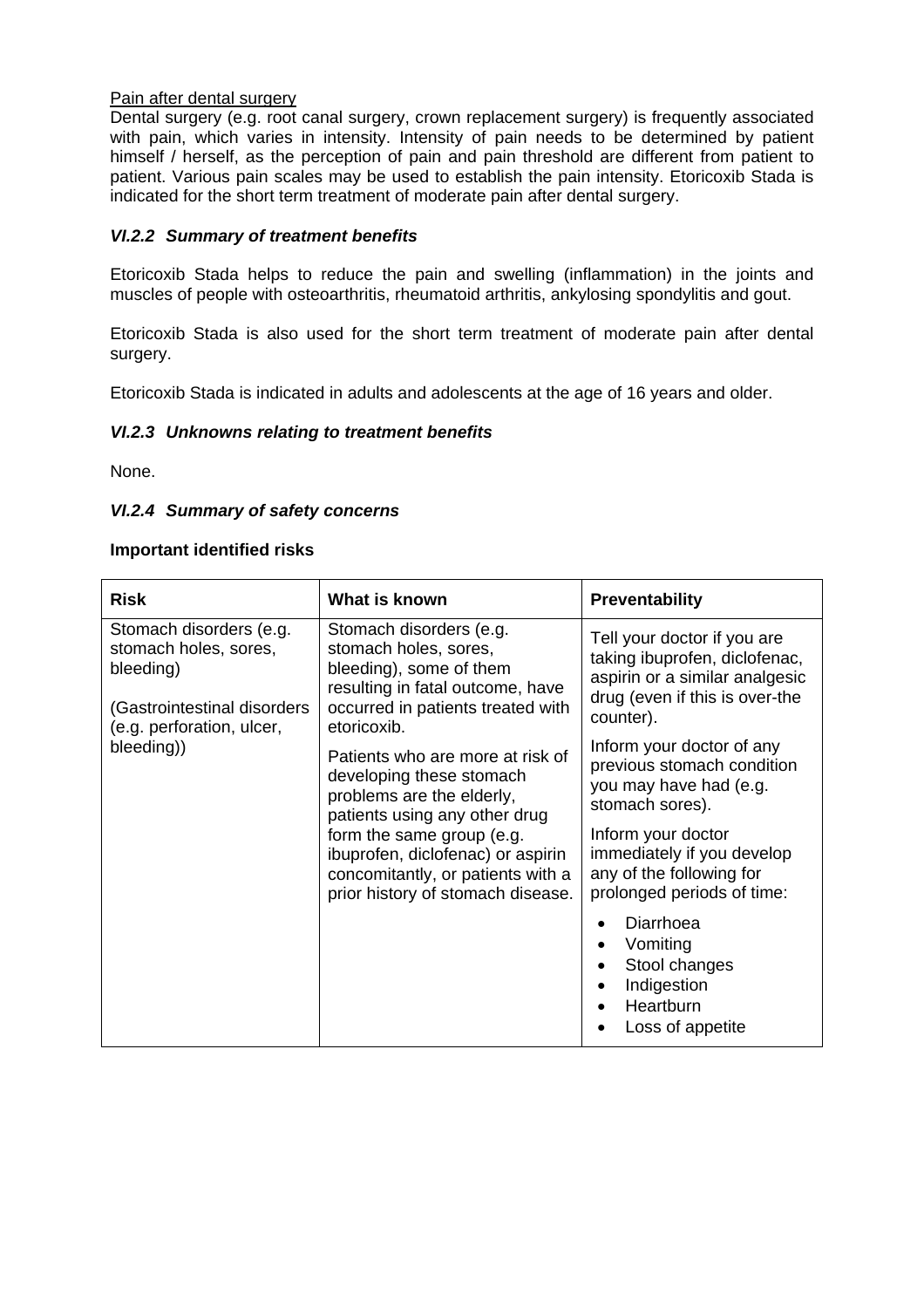Pain after dental surgery

Dental surgery (e.g. root canal surgery, crown replacement surgery) is frequently associated with pain, which varies in intensity. Intensity of pain needs to be determined by patient himself / herself, as the perception of pain and pain threshold are different from patient to patient. Various pain scales may be used to establish the pain intensity. Etoricoxib Stada is indicated for the short term treatment of moderate pain after dental surgery.

### *VI.2.2 Summary of treatment benefits*

Etoricoxib Stada helps to reduce the pain and swelling (inflammation) in the joints and muscles of people with osteoarthritis, rheumatoid arthritis, ankylosing spondylitis and gout.

Etoricoxib Stada is also used for the short term treatment of moderate pain after dental surgery.

Etoricoxib Stada is indicated in adults and adolescents at the age of 16 years and older.

### *VI.2.3 Unknowns relating to treatment benefits*

None.

### *VI.2.4 Summary of safety concerns*

**Important identified risks**

| Risk | What is known | Preventability |
|---|---|---|
| Stomach disorders (e.g. stomach holes, sores, bleeding)<br><br>(Gastrointestinal disorders (e.g. perforation, ulcer, bleeding)) | Stomach disorders (e.g. stomach holes, sores, bleeding), some of them resulting in fatal outcome, have occurred in patients treated with etoricoxib.<br><br>Patients who are more at risk of developing these stomach problems are the elderly, patients using any other drug form the same group (e.g. ibuprofen, diclofenac) or aspirin concomitantly, or patients with a prior history of stomach disease. | Tell your doctor if you are taking ibuprofen, diclofenac, aspirin or a similar analgesic drug (even if this is over-the counter).<br><br>Inform your doctor of any previous stomach condition you may have had (e.g. stomach sores).<br><br>Inform your doctor immediately if you develop any of the following for prolonged periods of time:<br>• Diarrhoea<br>• Vomiting<br>• Stool changes<br>• Indigestion<br>• Heartburn<br>• Loss of appetite |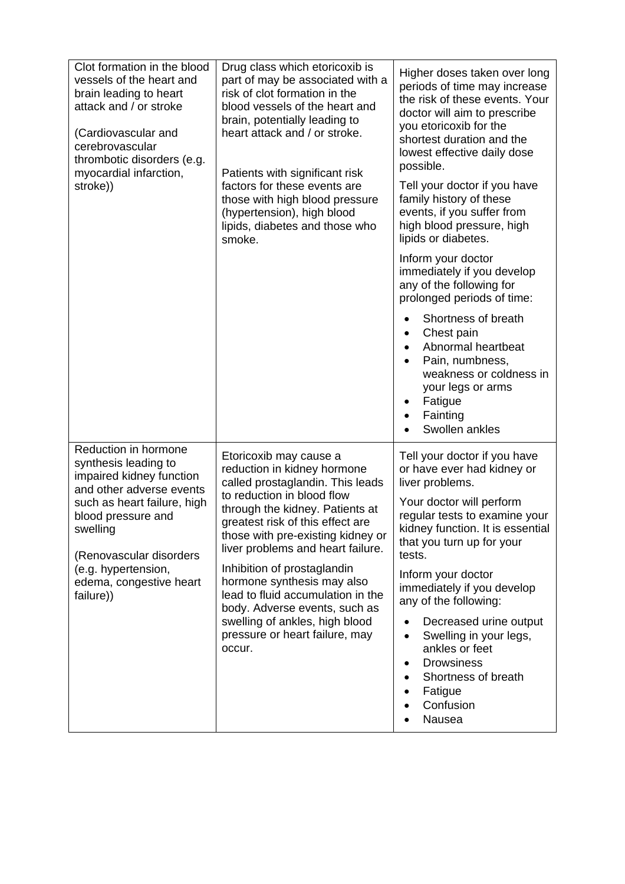| | | |
|---|---|---|
| Clot formation in the blood vessels of the heart and brain leading to heart attack and / or stroke<br><br>(Cardiovascular and cerebrovascular thrombotic disorders (e.g. myocardial infarction, stroke)) | Drug class which etoricoxib is part of may be associated with a risk of clot formation in the blood vessels of the heart and brain, potentially leading to heart attack and / or stroke.<br><br>Patients with significant risk factors for these events are those with high blood pressure (hypertension), high blood lipids, diabetes and those who smoke. | Higher doses taken over long periods of time may increase the risk of these events. Your doctor will aim to prescribe you etoricoxib for the shortest duration and the lowest effective daily dose possible.<br><br>Tell your doctor if you have family history of these events, if you suffer from high blood pressure, high lipids or diabetes.<br><br>Inform your doctor immediately if you develop any of the following for prolonged periods of time:<br><br>• Shortness of breath<br>• Chest pain<br>• Abnormal heartbeat<br>• Pain, numbness, weakness or coldness in your legs or arms<br>• Fatigue<br>• Fainting<br>• Swollen ankles |
| Reduction in hormone synthesis leading to impaired kidney function and other adverse events such as heart failure, high blood pressure and swelling<br><br>(Renovascular disorders (e.g. hypertension, edema, congestive heart failure)) | Etoricoxib may cause a reduction in kidney hormone called prostaglandin. This leads to reduction in blood flow through the kidney. Patients at greatest risk of this effect are those with pre-existing kidney or liver problems and heart failure.<br><br>Inhibition of prostaglandin hormone synthesis may also lead to fluid accumulation in the body. Adverse events, such as swelling of ankles, high blood pressure or heart failure, may occur. | Tell your doctor if you have or have ever had kidney or liver problems.<br><br>Your doctor will perform regular tests to examine your kidney function. It is essential that you turn up for your tests.<br><br>Inform your doctor immediately if you develop any of the following:<br><br>• Decreased urine output<br>• Swelling in your legs, ankles or feet<br>• Drowsiness<br>• Shortness of breath<br>• Fatigue<br>• Confusion<br>• Nausea |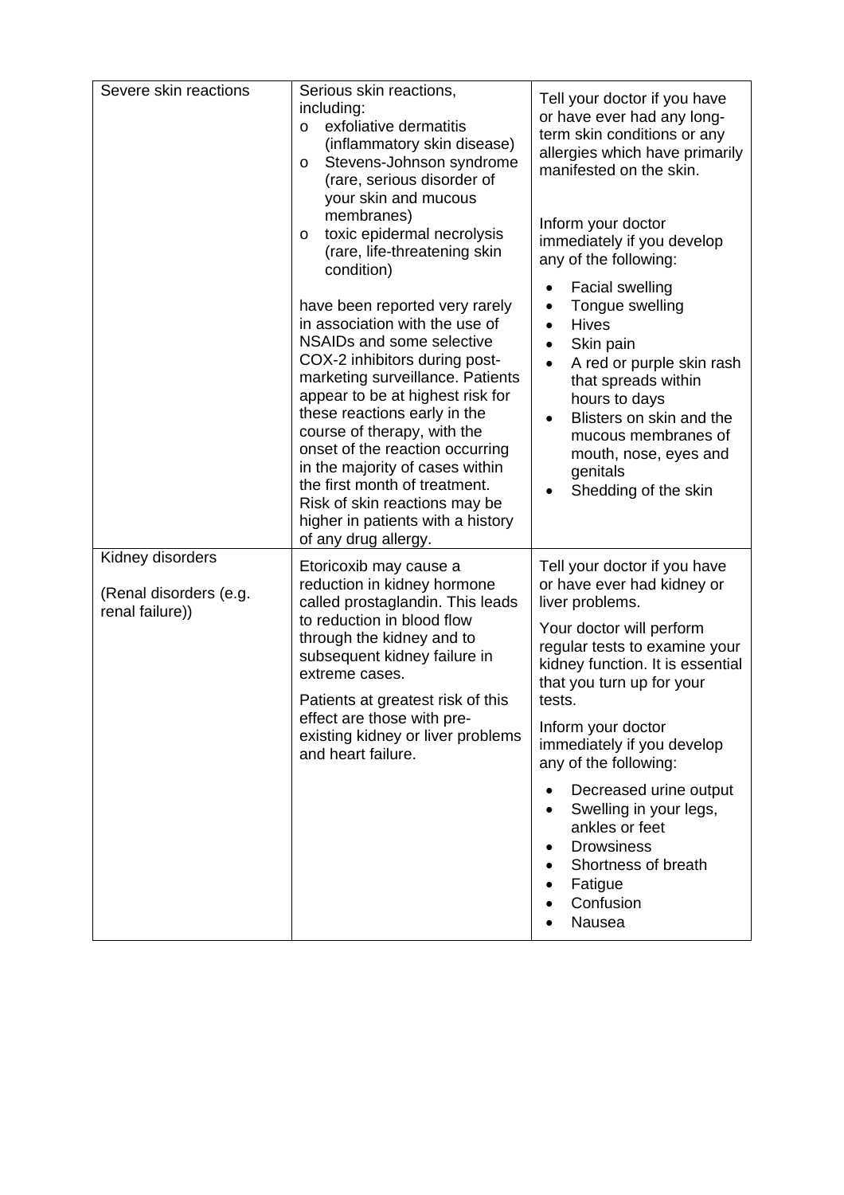| | | |
|---|---|---|
| Severe skin reactions | Serious skin reactions, including:<br>o exfoliative dermatitis (inflammatory skin disease)<br>o Stevens-Johnson syndrome (rare, serious disorder of your skin and mucous membranes)<br>o toxic epidermal necrolysis (rare, life-threatening skin condition)<br><br>have been reported very rarely in association with the use of NSAIDs and some selective COX-2 inhibitors during post-marketing surveillance. Patients appear to be at highest risk for these reactions early in the course of therapy, with the onset of the reaction occurring in the majority of cases within the first month of treatment. Risk of skin reactions may be higher in patients with a history of any drug allergy. | Tell your doctor if you have or have ever had any long-term skin conditions or any allergies which have primarily manifested on the skin.<br><br>Inform your doctor immediately if you develop any of the following:<br>• Facial swelling<br>• Tongue swelling<br>• Hives<br>• Skin pain<br>• A red or purple skin rash that spreads within hours to days<br>• Blisters on skin and the mucous membranes of mouth, nose, eyes and genitals<br>• Shedding of the skin |
| Kidney disorders<br><br>(Renal disorders (e.g. renal failure)) | Etoricoxib may cause a reduction in kidney hormone called prostaglandin. This leads to reduction in blood flow through the kidney and to subsequent kidney failure in extreme cases.<br><br>Patients at greatest risk of this effect are those with pre-existing kidney or liver problems and heart failure. | Tell your doctor if you have or have ever had kidney or liver problems.<br><br>Your doctor will perform regular tests to examine your kidney function. It is essential that you turn up for your tests.<br><br>Inform your doctor immediately if you develop any of the following:<br>• Decreased urine output<br>• Swelling in your legs, ankles or feet<br>• Drowsiness<br>• Shortness of breath<br>• Fatigue<br>• Confusion<br>• Nausea |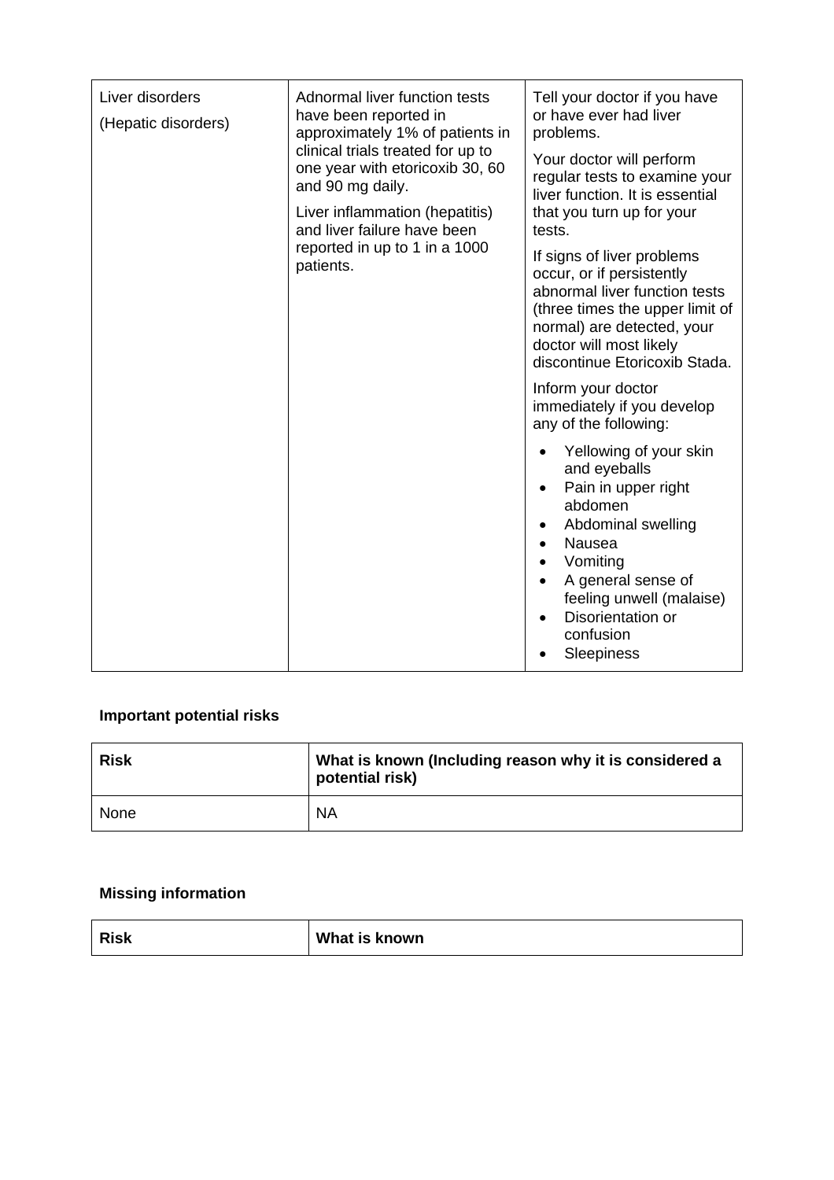| Liver disorders<br><br>(Hepatic disorders) | Adnormal liver function tests have been reported in approximately 1% of patients in clinical trials treated for up to one year with etoricoxib 30, 60 and 90 mg daily.<br><br>Liver inflammation (hepatitis) and liver failure have been reported in up to 1 in a 1000 patients. | Tell your doctor if you have or have ever had liver problems.<br><br>Your doctor will perform regular tests to examine your liver function. It is essential that you turn up for your tests.<br><br>If signs of liver problems occur, or if persistently abnormal liver function tests (three times the upper limit of normal) are detected, your doctor will most likely discontinue Etoricoxib Stada.<br><br>Inform your doctor immediately if you develop any of the following:<br><br>• Yellowing of your skin and eyeballs<br>• Pain in upper right abdomen<br>• Abdominal swelling<br>• Nausea<br>• Vomiting<br>• A general sense of feeling unwell (malaise)<br>• Disorientation or confusion<br>• Sleepiness |
|---|---|---|

**Important potential risks**

| Risk | What is known (Including reason why it is considered a potential risk) |
|---|---|
| None | NA |

**Missing information**

| Risk | What is known |
|---|---|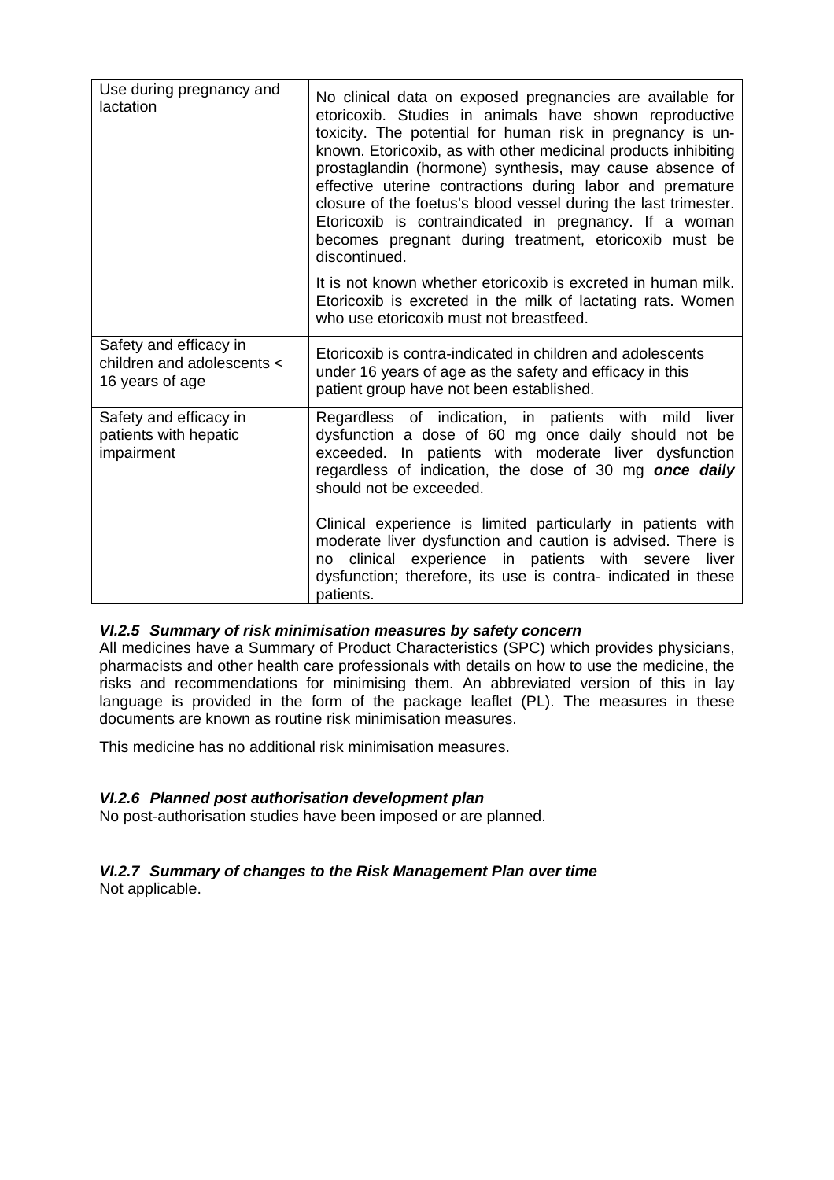| | |
|---|---|
| Use during pregnancy and lactation | No clinical data on exposed pregnancies are available for etoricoxib. Studies in animals have shown reproductive toxicity. The potential for human risk in pregnancy is unknown. Etoricoxib, as with other medicinal products inhibiting prostaglandin (hormone) synthesis, may cause absence of effective uterine contractions during labor and premature closure of the foetus's blood vessel during the last trimester. Etoricoxib is contraindicated in pregnancy. If a woman becomes pregnant during treatment, etoricoxib must be discontinued.<br><br>It is not known whether etoricoxib is excreted in human milk. Etoricoxib is excreted in the milk of lactating rats. Women who use etoricoxib must not breastfeed. |
| Safety and efficacy in children and adolescents < 16 years of age | Etoricoxib is contra-indicated in children and adolescents under 16 years of age as the safety and efficacy in this patient group have not been established. |
| Safety and efficacy in patients with hepatic impairment | Regardless of indication, in patients with mild liver dysfunction a dose of 60 mg once daily should not be exceeded. In patients with moderate liver dysfunction regardless of indication, the dose of 30 mg ***once daily*** should not be exceeded.<br><br>Clinical experience is limited particularly in patients with moderate liver dysfunction and caution is advised. There is no clinical experience in patients with severe liver dysfunction; therefore, its use is contra- indicated in these patients. |

### *VI.2.5 Summary of risk minimisation measures by safety concern*

All medicines have a Summary of Product Characteristics (SPC) which provides physicians, pharmacists and other health care professionals with details on how to use the medicine, the risks and recommendations for minimising them. An abbreviated version of this in lay language is provided in the form of the package leaflet (PL). The measures in these documents are known as routine risk minimisation measures.

This medicine has no additional risk minimisation measures.

### *VI.2.6 Planned post authorisation development plan*

No post-authorisation studies have been imposed or are planned.

### *VI.2.7 Summary of changes to the Risk Management Plan over time*

Not applicable.